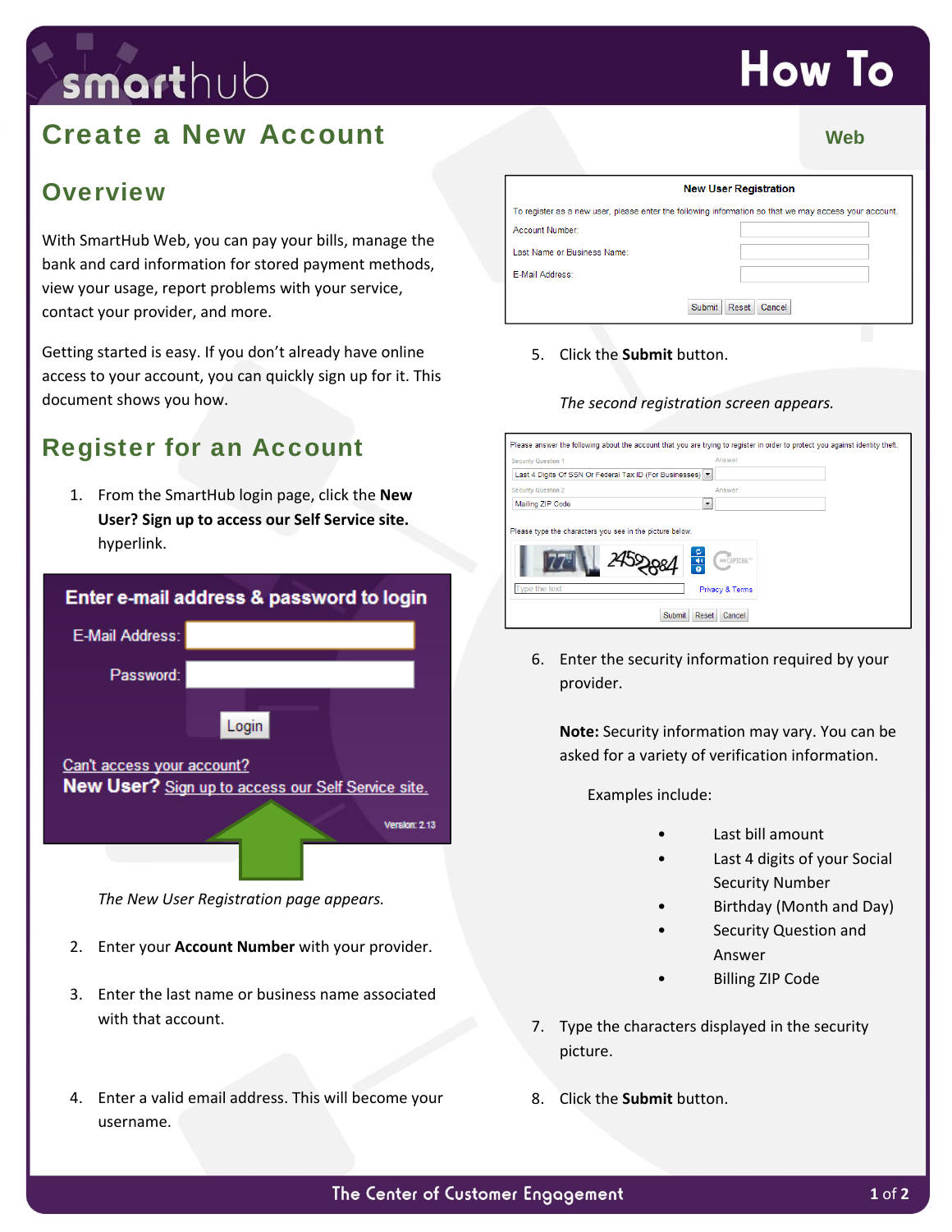# Create a New Account

Web

## Overview

With SmartHub Web, you can pay your bills, manage the bank and card information for stored payment methods, view your usage, report problems with your service, contact your provider, and more.

Getting started is easy. If you don't already have online access to your account, you can quickly sign up for it. This document shows you how.

## Register for an Account

1. From the SmartHub login page, click the **New User? Sign up to access our Self Service site.** hyperlink.

   *The New User Registration page appears.*

2. Enter your **Account Number** with your provider.

3. Enter the last name or business name associated with that account.

4. Enter a valid email address. This will become your username.

5. Click the **Submit** button.

   *The second registration screen appears.*

6. Enter the security information required by your provider.

   **Note:** Security information may vary. You can be asked for a variety of verification information.

   Examples include:

   - Last bill amount
   - Last 4 digits of your Social Security Number
   - Birthday (Month and Day)
   - Security Question and Answer
   - Billing ZIP Code

7. Type the characters displayed in the security picture.

8. Click the **Submit** button.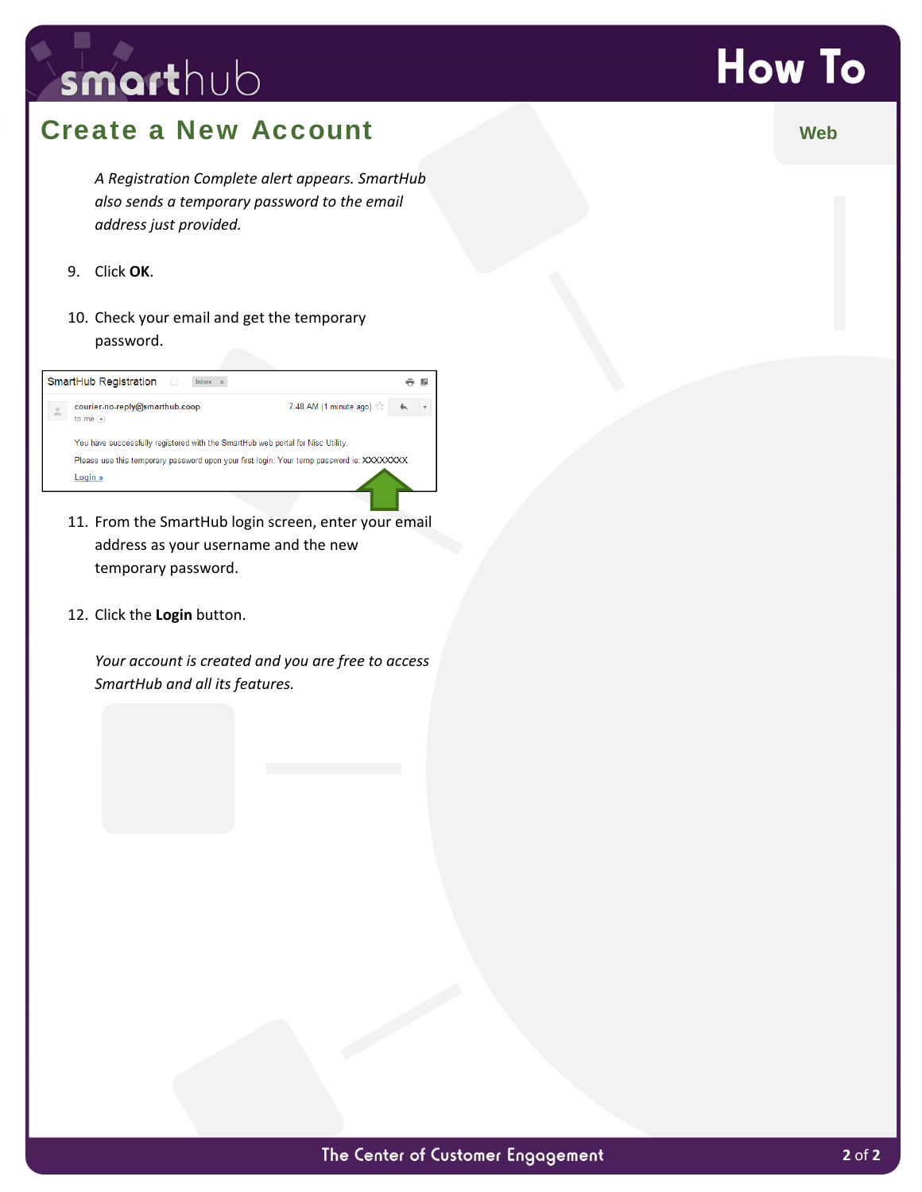## Create a New Account

*A Registration Complete alert appears. SmartHub also sends a temporary password to the email address just provided.*

9. Click **OK**.

10. Check your email and get the temporary password.

SmartHub Registration Inbox x

courier-no-reply@smarthub.coop
to me
7:48 AM (1 minute ago)

You have successfully registered with the SmartHub web portal for Nisc Utility.

Please use this temporary password upon your first login. Your temp password is: XXXXXXXX

Login »

11. From the SmartHub login screen, enter your email address as your username and the new temporary password.

12. Click the **Login** button.

*Your account is created and you are free to access SmartHub and all its features.*